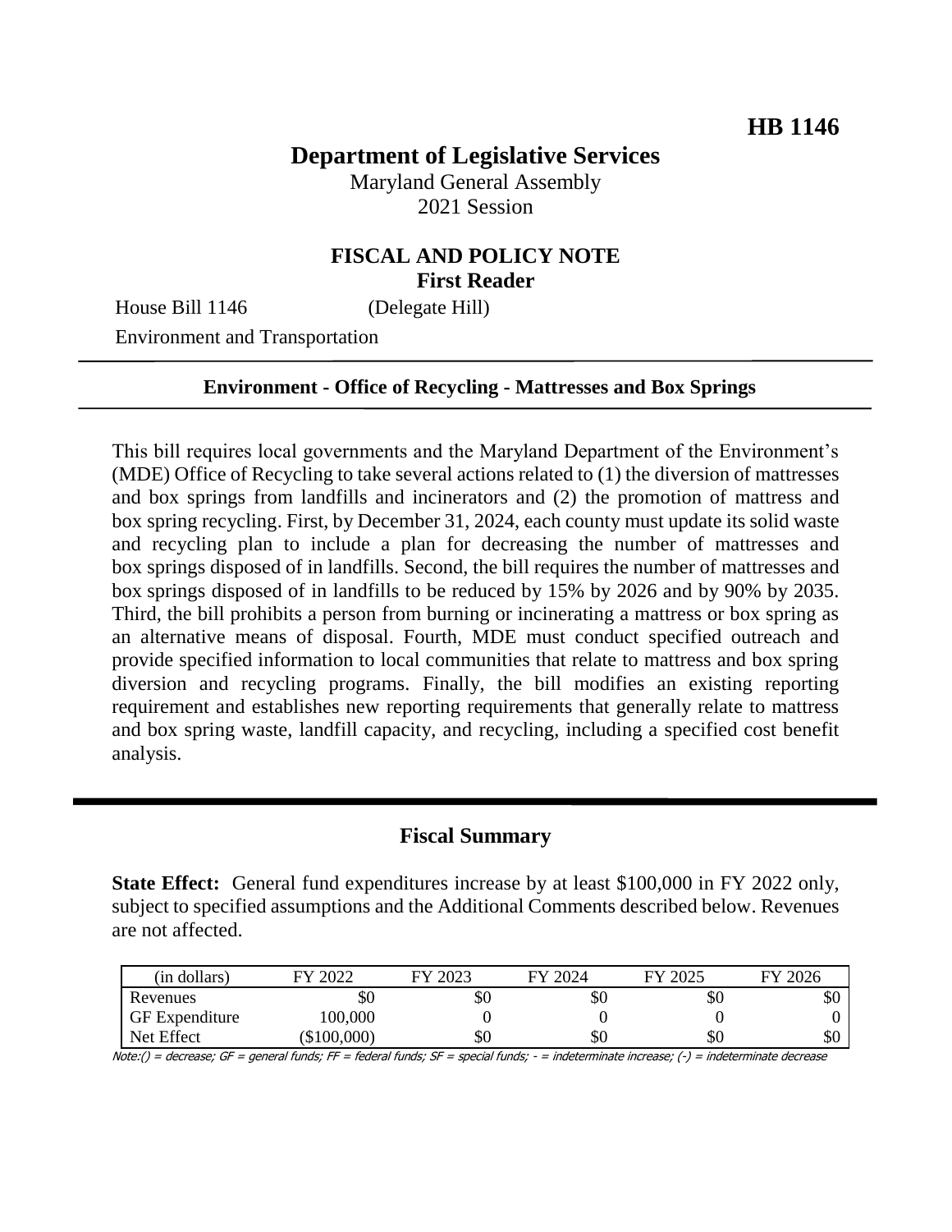**HB 1146**

# Department of Legislative Services

Maryland General Assembly
2021 Session

## FISCAL AND POLICY NOTE
**First Reader**

House Bill 1146 (Delegate Hill)
Environment and Transportation

**Environment - Office of Recycling - Mattresses and Box Springs**

This bill requires local governments and the Maryland Department of the Environment's (MDE) Office of Recycling to take several actions related to (1) the diversion of mattresses and box springs from landfills and incinerators and (2) the promotion of mattress and box spring recycling. First, by December 31, 2024, each county must update its solid waste and recycling plan to include a plan for decreasing the number of mattresses and box springs disposed of in landfills. Second, the bill requires the number of mattresses and box springs disposed of in landfills to be reduced by 15% by 2026 and by 90% by 2035. Third, the bill prohibits a person from burning or incinerating a mattress or box spring as an alternative means of disposal. Fourth, MDE must conduct specified outreach and provide specified information to local communities that relate to mattress and box spring diversion and recycling programs. Finally, the bill modifies an existing reporting requirement and establishes new reporting requirements that generally relate to mattress and box spring waste, landfill capacity, and recycling, including a specified cost benefit analysis.

## Fiscal Summary

**State Effect:** General fund expenditures increase by at least $100,000 in FY 2022 only, subject to specified assumptions and the Additional Comments described below. Revenues are not affected.

| (in dollars) | FY 2022 | FY 2023 | FY 2024 | FY 2025 | FY 2026 |
|---|---|---|---|---|---|
| Revenues | $0 | $0 | $0 | $0 | $0 |
| GF Expenditure | 100,000 | 0 | 0 | 0 | 0 |
| Net Effect | ($100,000) | $0 | $0 | $0 | $0 |

Note:() = decrease; GF = general funds; FF = federal funds; SF = special funds; - = indeterminate increase; (-) = indeterminate decrease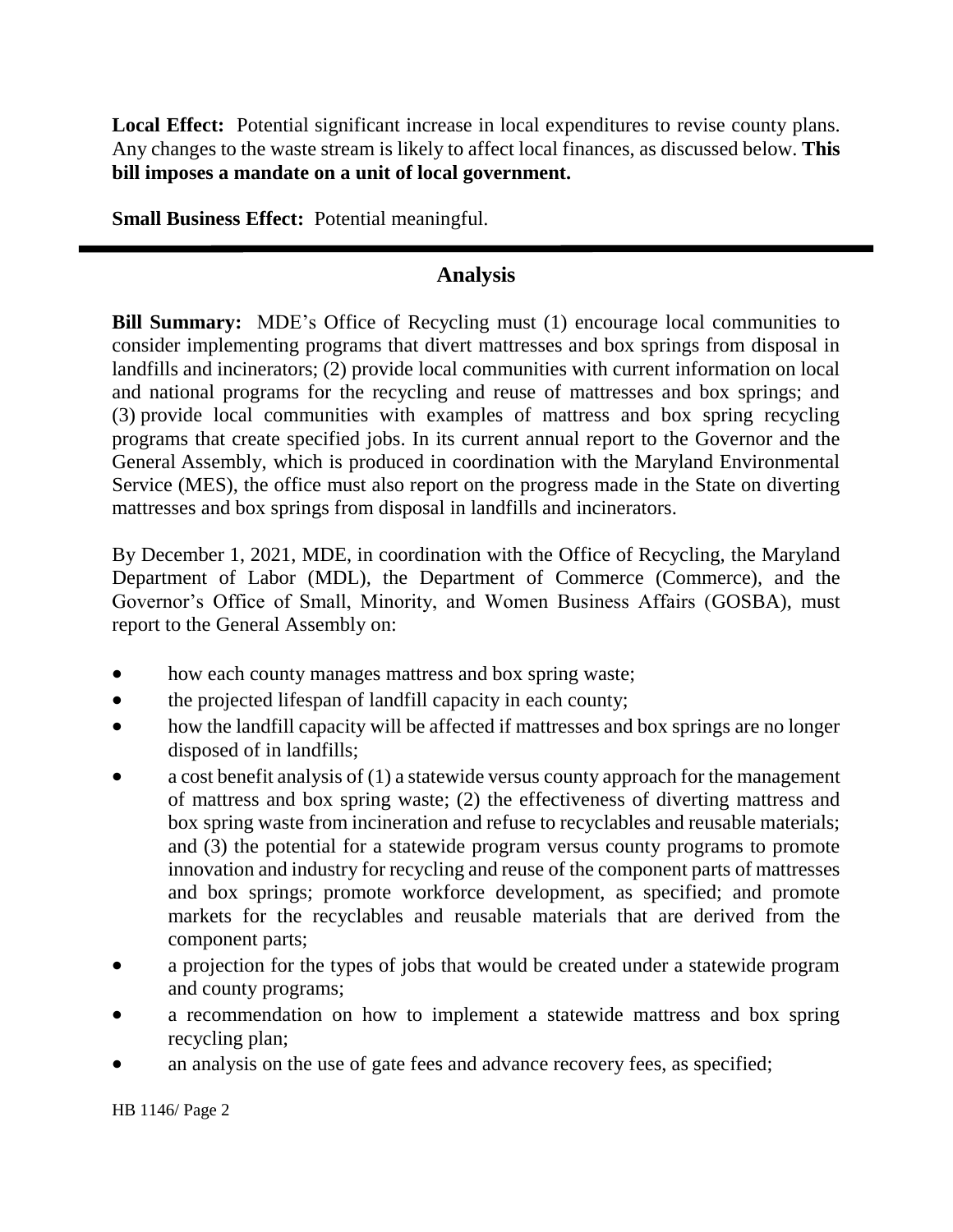**Local Effect:** Potential significant increase in local expenditures to revise county plans. Any changes to the waste stream is likely to affect local finances, as discussed below. **This bill imposes a mandate on a unit of local government.**

**Small Business Effect:** Potential meaningful.

---

## Analysis

**Bill Summary:** MDE's Office of Recycling must (1) encourage local communities to consider implementing programs that divert mattresses and box springs from disposal in landfills and incinerators; (2) provide local communities with current information on local and national programs for the recycling and reuse of mattresses and box springs; and (3) provide local communities with examples of mattress and box spring recycling programs that create specified jobs. In its current annual report to the Governor and the General Assembly, which is produced in coordination with the Maryland Environmental Service (MES), the office must also report on the progress made in the State on diverting mattresses and box springs from disposal in landfills and incinerators.

By December 1, 2021, MDE, in coordination with the Office of Recycling, the Maryland Department of Labor (MDL), the Department of Commerce (Commerce), and the Governor's Office of Small, Minority, and Women Business Affairs (GOSBA), must report to the General Assembly on:

- how each county manages mattress and box spring waste;
- the projected lifespan of landfill capacity in each county;
- how the landfill capacity will be affected if mattresses and box springs are no longer disposed of in landfills;
- a cost benefit analysis of (1) a statewide versus county approach for the management of mattress and box spring waste; (2) the effectiveness of diverting mattress and box spring waste from incineration and refuse to recyclables and reusable materials; and (3) the potential for a statewide program versus county programs to promote innovation and industry for recycling and reuse of the component parts of mattresses and box springs; promote workforce development, as specified; and promote markets for the recyclables and reusable materials that are derived from the component parts;
- a projection for the types of jobs that would be created under a statewide program and county programs;
- a recommendation on how to implement a statewide mattress and box spring recycling plan;
- an analysis on the use of gate fees and advance recovery fees, as specified;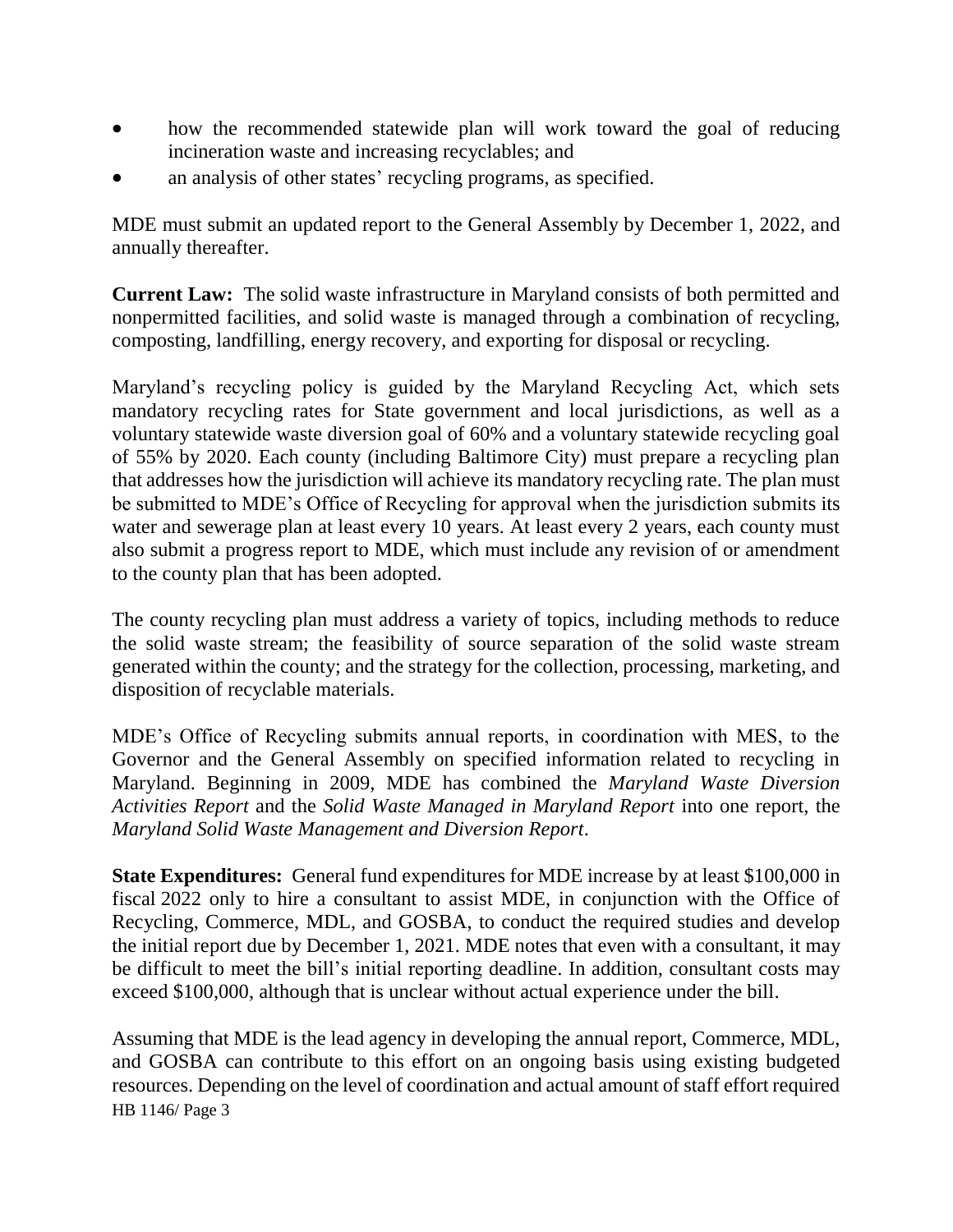- how the recommended statewide plan will work toward the goal of reducing incineration waste and increasing recyclables; and
- an analysis of other states' recycling programs, as specified.

MDE must submit an updated report to the General Assembly by December 1, 2022, and annually thereafter.

**Current Law:** The solid waste infrastructure in Maryland consists of both permitted and nonpermitted facilities, and solid waste is managed through a combination of recycling, composting, landfilling, energy recovery, and exporting for disposal or recycling.

Maryland's recycling policy is guided by the Maryland Recycling Act, which sets mandatory recycling rates for State government and local jurisdictions, as well as a voluntary statewide waste diversion goal of 60% and a voluntary statewide recycling goal of 55% by 2020. Each county (including Baltimore City) must prepare a recycling plan that addresses how the jurisdiction will achieve its mandatory recycling rate. The plan must be submitted to MDE's Office of Recycling for approval when the jurisdiction submits its water and sewerage plan at least every 10 years. At least every 2 years, each county must also submit a progress report to MDE, which must include any revision of or amendment to the county plan that has been adopted.

The county recycling plan must address a variety of topics, including methods to reduce the solid waste stream; the feasibility of source separation of the solid waste stream generated within the county; and the strategy for the collection, processing, marketing, and disposition of recyclable materials.

MDE's Office of Recycling submits annual reports, in coordination with MES, to the Governor and the General Assembly on specified information related to recycling in Maryland. Beginning in 2009, MDE has combined the *Maryland Waste Diversion Activities Report* and the *Solid Waste Managed in Maryland Report* into one report, the *Maryland Solid Waste Management and Diversion Report*.

**State Expenditures:** General fund expenditures for MDE increase by at least $100,000 in fiscal 2022 only to hire a consultant to assist MDE, in conjunction with the Office of Recycling, Commerce, MDL, and GOSBA, to conduct the required studies and develop the initial report due by December 1, 2021. MDE notes that even with a consultant, it may be difficult to meet the bill's initial reporting deadline. In addition, consultant costs may exceed $100,000, although that is unclear without actual experience under the bill.

Assuming that MDE is the lead agency in developing the annual report, Commerce, MDL, and GOSBA can contribute to this effort on an ongoing basis using existing budgeted resources. Depending on the level of coordination and actual amount of staff effort required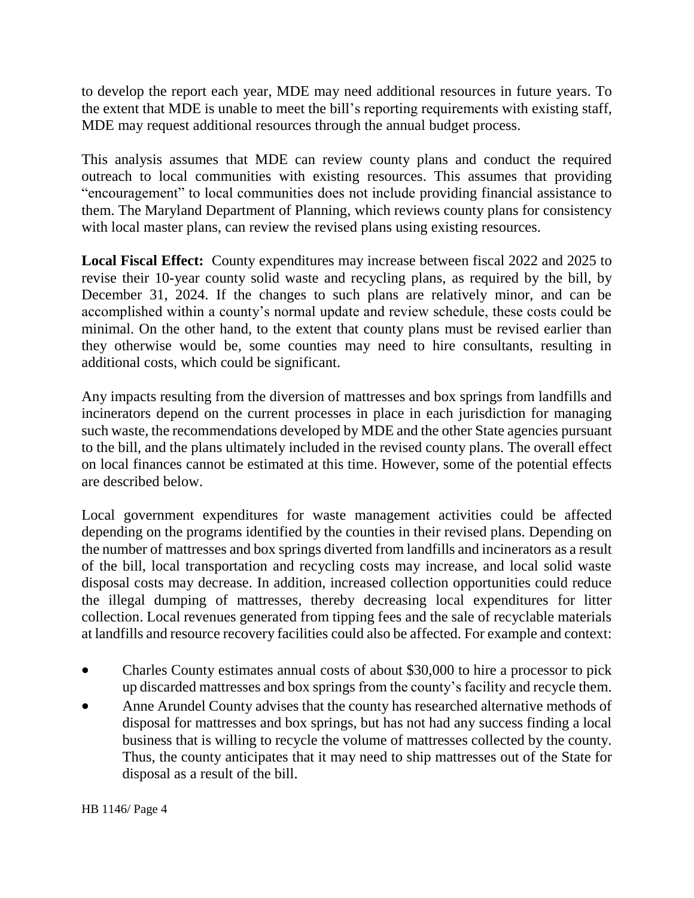to develop the report each year, MDE may need additional resources in future years. To the extent that MDE is unable to meet the bill's reporting requirements with existing staff, MDE may request additional resources through the annual budget process.

This analysis assumes that MDE can review county plans and conduct the required outreach to local communities with existing resources. This assumes that providing "encouragement" to local communities does not include providing financial assistance to them. The Maryland Department of Planning, which reviews county plans for consistency with local master plans, can review the revised plans using existing resources.

**Local Fiscal Effect:** County expenditures may increase between fiscal 2022 and 2025 to revise their 10-year county solid waste and recycling plans, as required by the bill, by December 31, 2024. If the changes to such plans are relatively minor, and can be accomplished within a county's normal update and review schedule, these costs could be minimal. On the other hand, to the extent that county plans must be revised earlier than they otherwise would be, some counties may need to hire consultants, resulting in additional costs, which could be significant.

Any impacts resulting from the diversion of mattresses and box springs from landfills and incinerators depend on the current processes in place in each jurisdiction for managing such waste, the recommendations developed by MDE and the other State agencies pursuant to the bill, and the plans ultimately included in the revised county plans. The overall effect on local finances cannot be estimated at this time. However, some of the potential effects are described below.

Local government expenditures for waste management activities could be affected depending on the programs identified by the counties in their revised plans. Depending on the number of mattresses and box springs diverted from landfills and incinerators as a result of the bill, local transportation and recycling costs may increase, and local solid waste disposal costs may decrease. In addition, increased collection opportunities could reduce the illegal dumping of mattresses, thereby decreasing local expenditures for litter collection. Local revenues generated from tipping fees and the sale of recyclable materials at landfills and resource recovery facilities could also be affected. For example and context:

- Charles County estimates annual costs of about $30,000 to hire a processor to pick up discarded mattresses and box springs from the county's facility and recycle them.
- Anne Arundel County advises that the county has researched alternative methods of disposal for mattresses and box springs, but has not had any success finding a local business that is willing to recycle the volume of mattresses collected by the county. Thus, the county anticipates that it may need to ship mattresses out of the State for disposal as a result of the bill.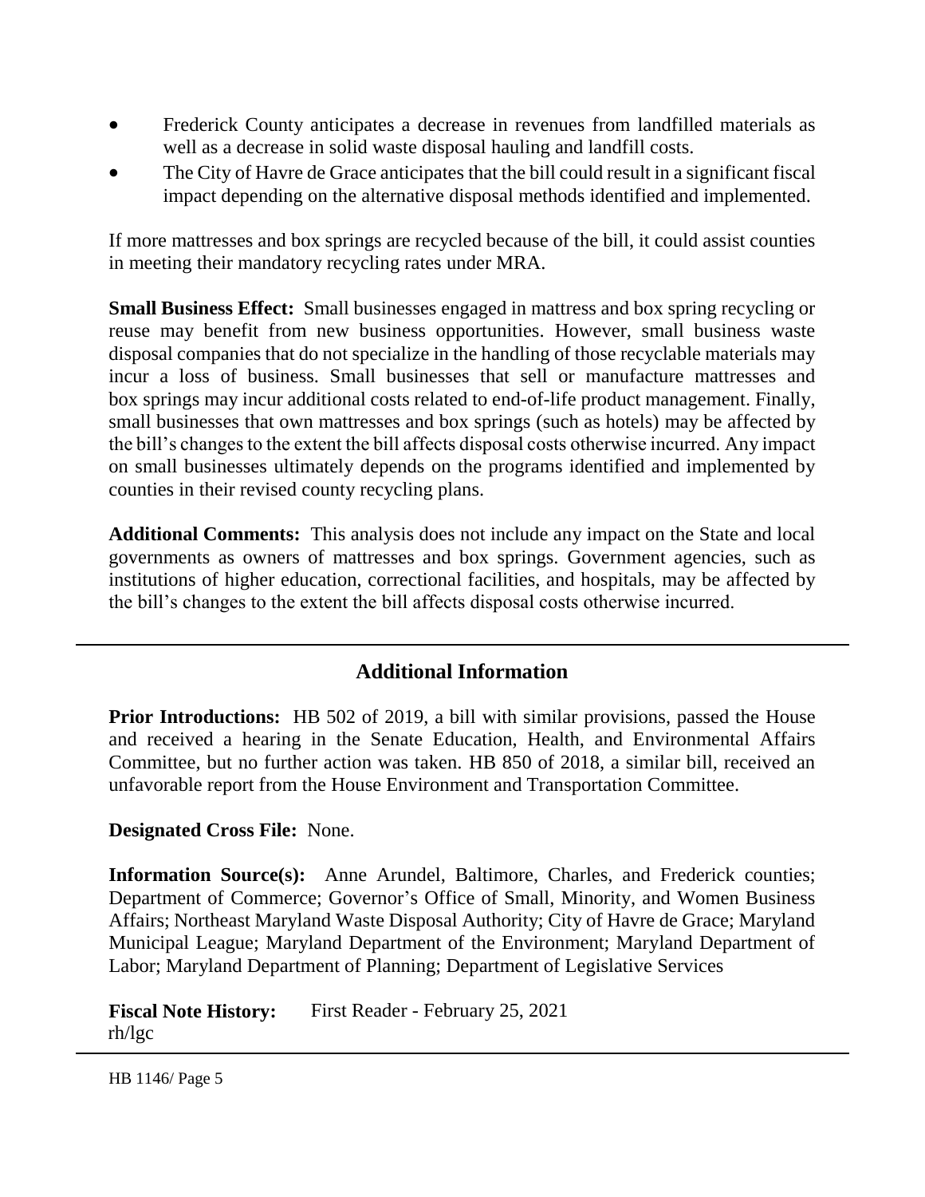- Frederick County anticipates a decrease in revenues from landfilled materials as well as a decrease in solid waste disposal hauling and landfill costs.
- The City of Havre de Grace anticipates that the bill could result in a significant fiscal impact depending on the alternative disposal methods identified and implemented.

If more mattresses and box springs are recycled because of the bill, it could assist counties in meeting their mandatory recycling rates under MRA.

**Small Business Effect:** Small businesses engaged in mattress and box spring recycling or reuse may benefit from new business opportunities. However, small business waste disposal companies that do not specialize in the handling of those recyclable materials may incur a loss of business. Small businesses that sell or manufacture mattresses and box springs may incur additional costs related to end-of-life product management. Finally, small businesses that own mattresses and box springs (such as hotels) may be affected by the bill's changes to the extent the bill affects disposal costs otherwise incurred. Any impact on small businesses ultimately depends on the programs identified and implemented by counties in their revised county recycling plans.

**Additional Comments:** This analysis does not include any impact on the State and local governments as owners of mattresses and box springs. Government agencies, such as institutions of higher education, correctional facilities, and hospitals, may be affected by the bill's changes to the extent the bill affects disposal costs otherwise incurred.

## Additional Information

**Prior Introductions:** HB 502 of 2019, a bill with similar provisions, passed the House and received a hearing in the Senate Education, Health, and Environmental Affairs Committee, but no further action was taken. HB 850 of 2018, a similar bill, received an unfavorable report from the House Environment and Transportation Committee.

**Designated Cross File:** None.

**Information Source(s):** Anne Arundel, Baltimore, Charles, and Frederick counties; Department of Commerce; Governor's Office of Small, Minority, and Women Business Affairs; Northeast Maryland Waste Disposal Authority; City of Havre de Grace; Maryland Municipal League; Maryland Department of the Environment; Maryland Department of Labor; Maryland Department of Planning; Department of Legislative Services

**Fiscal Note History:** First Reader - February 25, 2021
rh/lgc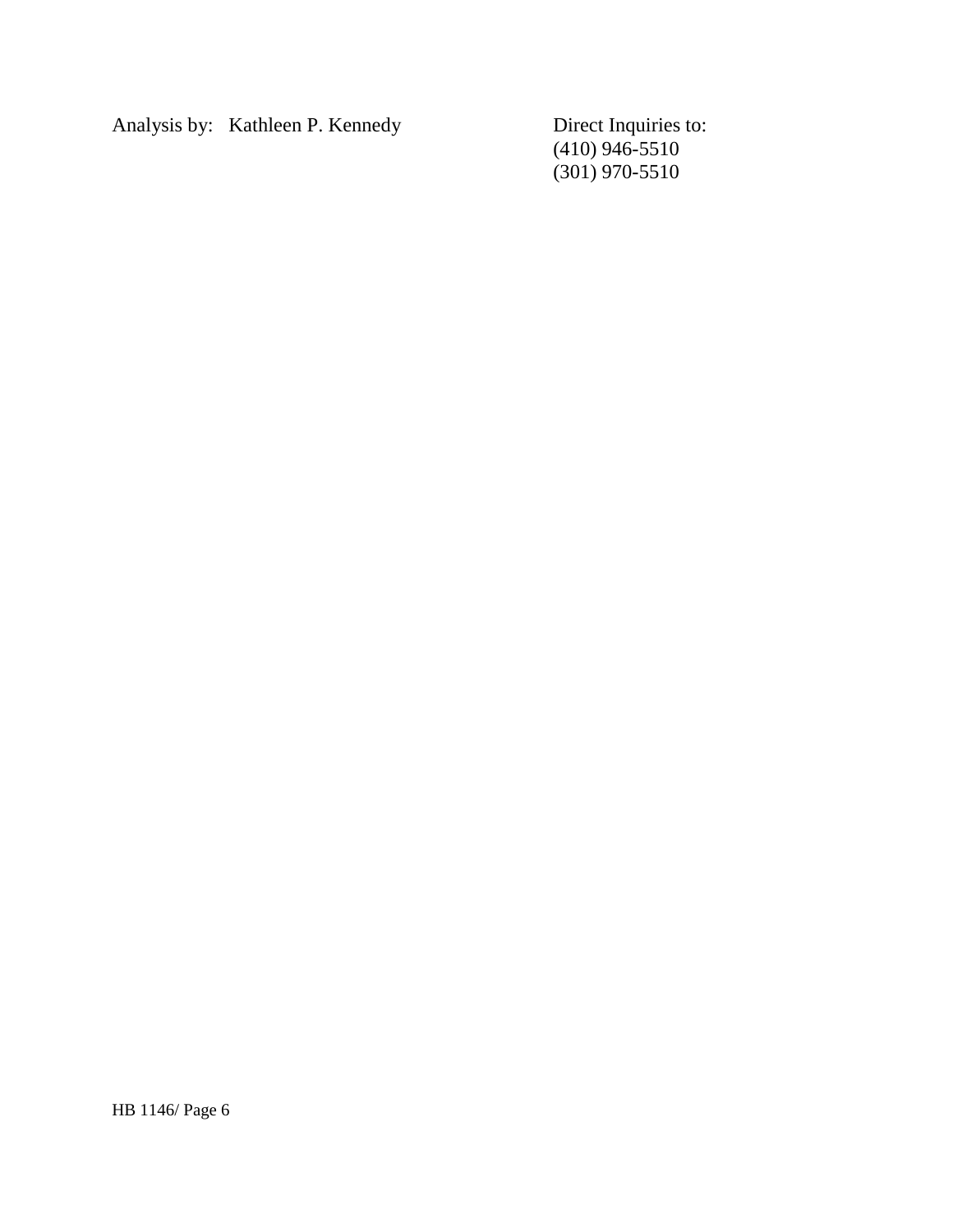Analysis by: Kathleen P. Kennedy

Direct Inquiries to:
(410) 946-5510
(301) 970-5510